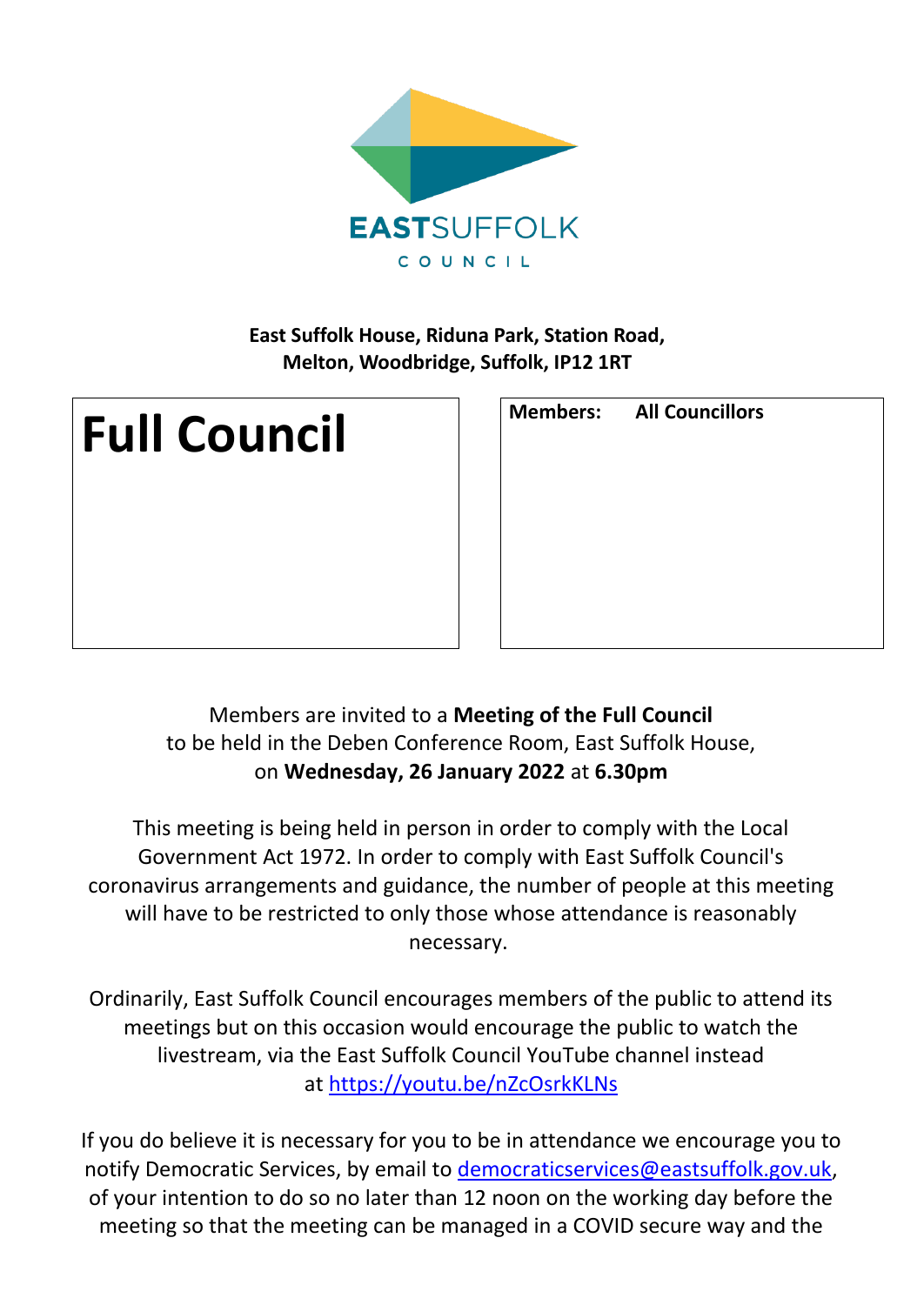EAST SUFFOLK COUNCIL

**East Suffolk House, Riduna Park, Station Road, Melton, Woodbridge, Suffolk, IP12 1RT**

# Full Council

**Members:** **All Councillors**

Members are invited to a **Meeting of the Full Council** to be held in the Deben Conference Room, East Suffolk House, on **Wednesday, 26 January 2022** at **6.30pm**

This meeting is being held in person in order to comply with the Local Government Act 1972. In order to comply with East Suffolk Council's coronavirus arrangements and guidance, the number of people at this meeting will have to be restricted to only those whose attendance is reasonably necessary.

Ordinarily, East Suffolk Council encourages members of the public to attend its meetings but on this occasion would encourage the public to watch the livestream, via the East Suffolk Council YouTube channel instead at https://youtu.be/nZcOsrkKLNs

If you do believe it is necessary for you to be in attendance we encourage you to notify Democratic Services, by email to democraticservices@eastsuffolk.gov.uk, of your intention to do so no later than 12 noon on the working day before the meeting so that the meeting can be managed in a COVID secure way and the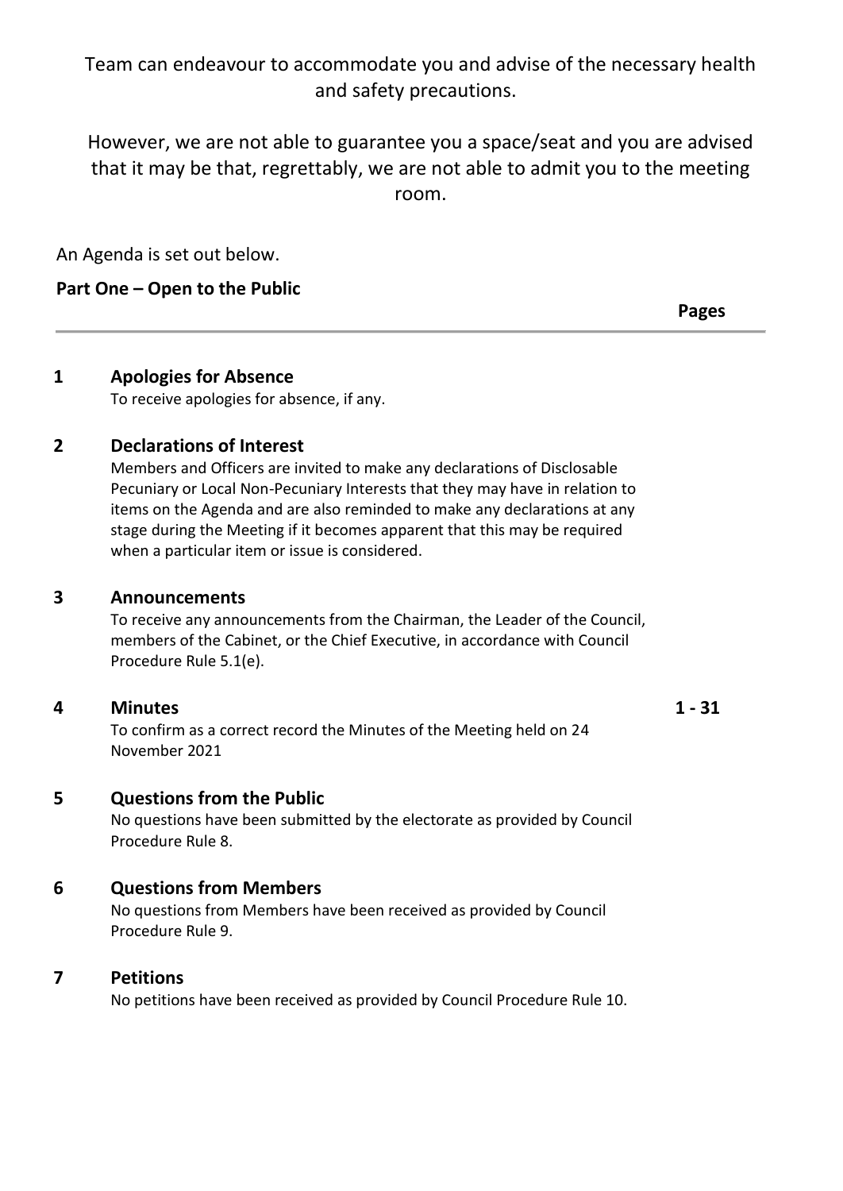Team can endeavour to accommodate you and advise of the necessary health and safety precautions.

However, we are not able to guarantee you a space/seat and you are advised that it may be that, regrettably, we are not able to admit you to the meeting room.

An Agenda is set out below.

**Part One – Open to the Public**

| | | Pages |
|---|---|---|
| **1** | **Apologies for Absence**<br>To receive apologies for absence, if any. | |
| **2** | **Declarations of Interest**<br>Members and Officers are invited to make any declarations of Disclosable Pecuniary or Local Non-Pecuniary Interests that they may have in relation to items on the Agenda and are also reminded to make any declarations at any stage during the Meeting if it becomes apparent that this may be required when a particular item or issue is considered. | |
| **3** | **Announcements**<br>To receive any announcements from the Chairman, the Leader of the Council, members of the Cabinet, or the Chief Executive, in accordance with Council Procedure Rule 5.1(e). | |
| **4** | **Minutes**<br>To confirm as a correct record the Minutes of the Meeting held on 24 November 2021 | **1 - 31** |
| **5** | **Questions from the Public**<br>No questions have been submitted by the electorate as provided by Council Procedure Rule 8. | |
| **6** | **Questions from Members**<br>No questions from Members have been received as provided by Council Procedure Rule 9. | |
| **7** | **Petitions**<br>No petitions have been received as provided by Council Procedure Rule 10. | |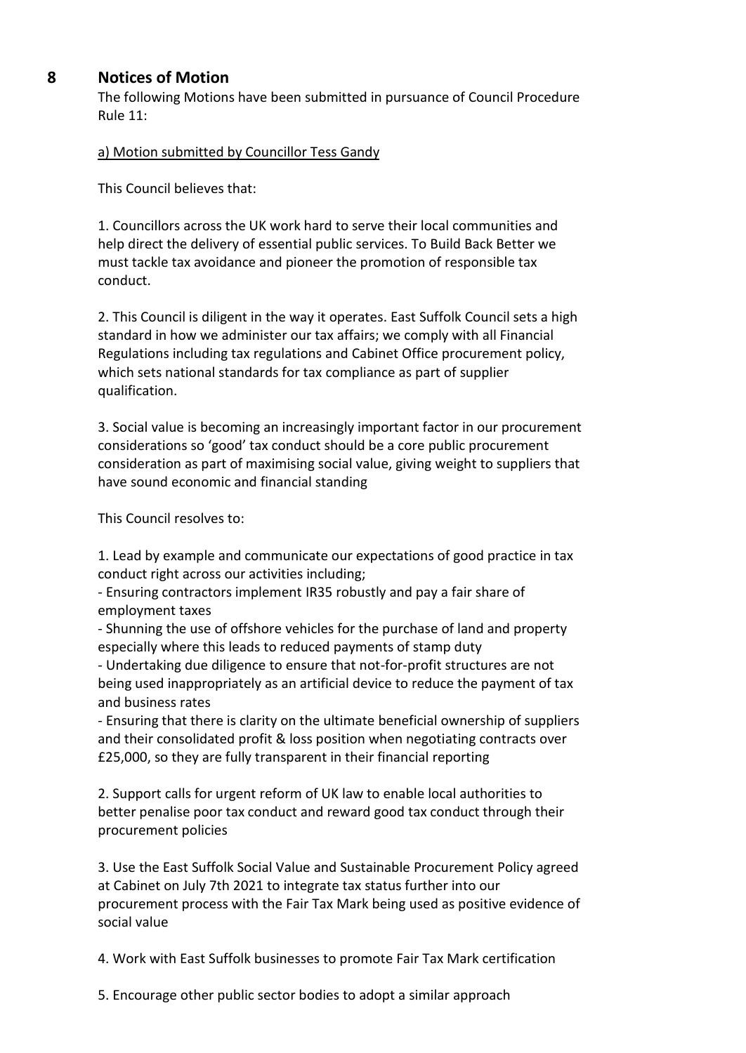## 8 Notices of Motion

The following Motions have been submitted in pursuance of Council Procedure Rule 11:

a) Motion submitted by Councillor Tess Gandy

This Council believes that:

1. Councillors across the UK work hard to serve their local communities and help direct the delivery of essential public services. To Build Back Better we must tackle tax avoidance and pioneer the promotion of responsible tax conduct.

2. This Council is diligent in the way it operates. East Suffolk Council sets a high standard in how we administer our tax affairs; we comply with all Financial Regulations including tax regulations and Cabinet Office procurement policy, which sets national standards for tax compliance as part of supplier qualification.

3. Social value is becoming an increasingly important factor in our procurement considerations so 'good' tax conduct should be a core public procurement consideration as part of maximising social value, giving weight to suppliers that have sound economic and financial standing

This Council resolves to:

1. Lead by example and communicate our expectations of good practice in tax conduct right across our activities including;
   - Ensuring contractors implement IR35 robustly and pay a fair share of employment taxes
   - Shunning the use of offshore vehicles for the purchase of land and property especially where this leads to reduced payments of stamp duty
   - Undertaking due diligence to ensure that not-for-profit structures are not being used inappropriately as an artificial device to reduce the payment of tax and business rates
   - Ensuring that there is clarity on the ultimate beneficial ownership of suppliers and their consolidated profit & loss position when negotiating contracts over £25,000, so they are fully transparent in their financial reporting

2. Support calls for urgent reform of UK law to enable local authorities to better penalise poor tax conduct and reward good tax conduct through their procurement policies

3. Use the East Suffolk Social Value and Sustainable Procurement Policy agreed at Cabinet on July 7th 2021 to integrate tax status further into our procurement process with the Fair Tax Mark being used as positive evidence of social value

4. Work with East Suffolk businesses to promote Fair Tax Mark certification

5. Encourage other public sector bodies to adopt a similar approach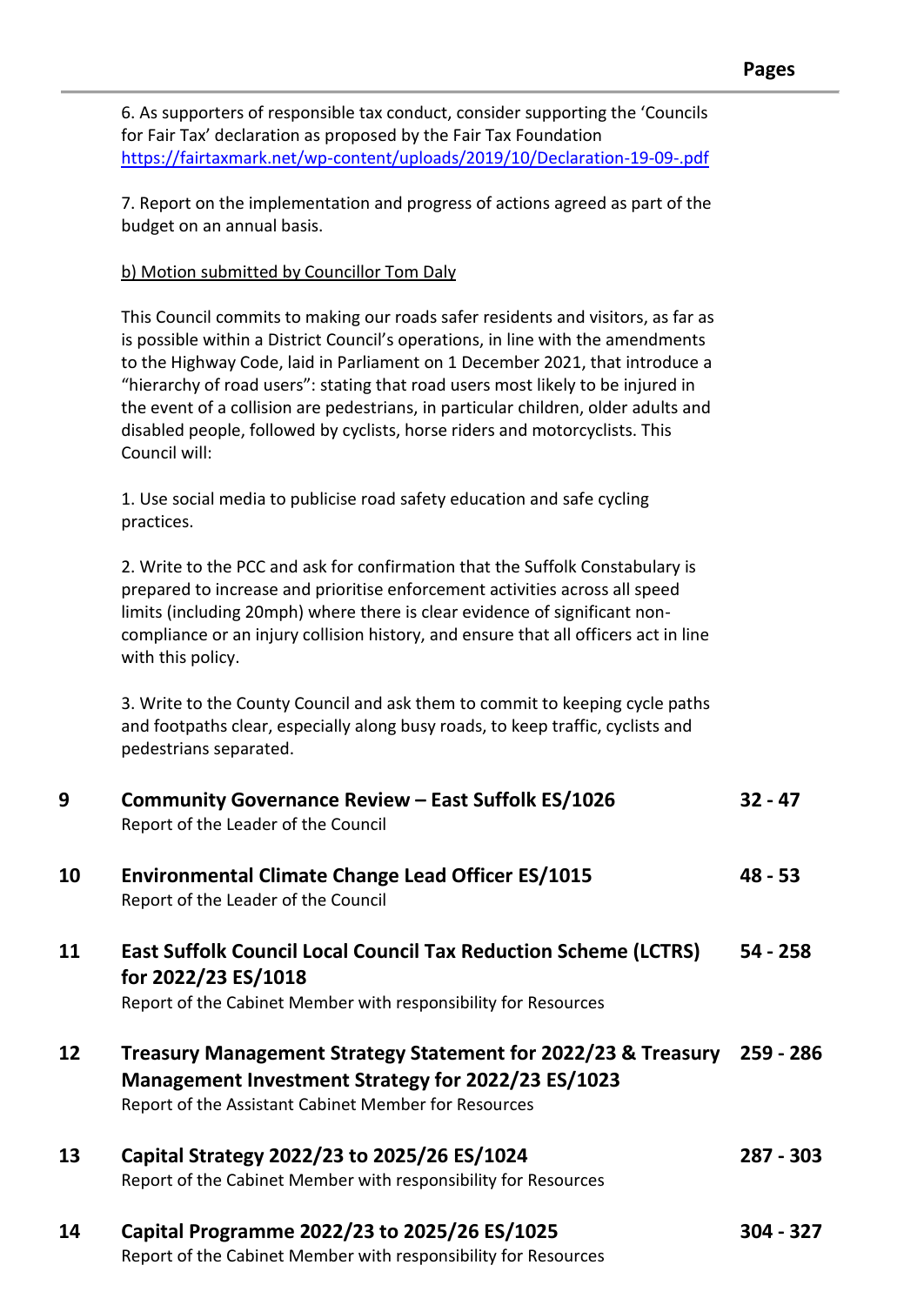6. As supporters of responsible tax conduct, consider supporting the 'Councils for Fair Tax' declaration as proposed by the Fair Tax Foundation https://fairtaxmark.net/wp-content/uploads/2019/10/Declaration-19-09-.pdf

7. Report on the implementation and progress of actions agreed as part of the budget on an annual basis.

b) Motion submitted by Councillor Tom Daly

This Council commits to making our roads safer residents and visitors, as far as is possible within a District Council's operations, in line with the amendments to the Highway Code, laid in Parliament on 1 December 2021, that introduce a "hierarchy of road users": stating that road users most likely to be injured in the event of a collision are pedestrians, in particular children, older adults and disabled people, followed by cyclists, horse riders and motorcyclists. This Council will:

1. Use social media to publicise road safety education and safe cycling practices.

2. Write to the PCC and ask for confirmation that the Suffolk Constabulary is prepared to increase and prioritise enforcement activities across all speed limits (including 20mph) where there is clear evidence of significant non-compliance or an injury collision history, and ensure that all officers act in line with this policy.

3. Write to the County Council and ask them to commit to keeping cycle paths and footpaths clear, especially along busy roads, to keep traffic, cyclists and pedestrians separated.

| | | Pages |
|---|---|---|
| **9** | **Community Governance Review – East Suffolk ES/1026**<br>Report of the Leader of the Council | **32 - 47** |
| **10** | **Environmental Climate Change Lead Officer ES/1015**<br>Report of the Leader of the Council | **48 - 53** |
| **11** | **East Suffolk Council Local Council Tax Reduction Scheme (LCTRS) for 2022/23 ES/1018**<br>Report of the Cabinet Member with responsibility for Resources | **54 - 258** |
| **12** | **Treasury Management Strategy Statement for 2022/23 & Treasury Management Investment Strategy for 2022/23 ES/1023**<br>Report of the Assistant Cabinet Member for Resources | **259 - 286** |
| **13** | **Capital Strategy 2022/23 to 2025/26 ES/1024**<br>Report of the Cabinet Member with responsibility for Resources | **287 - 303** |
| **14** | **Capital Programme 2022/23 to 2025/26 ES/1025**<br>Report of the Cabinet Member with responsibility for Resources | **304 - 327** |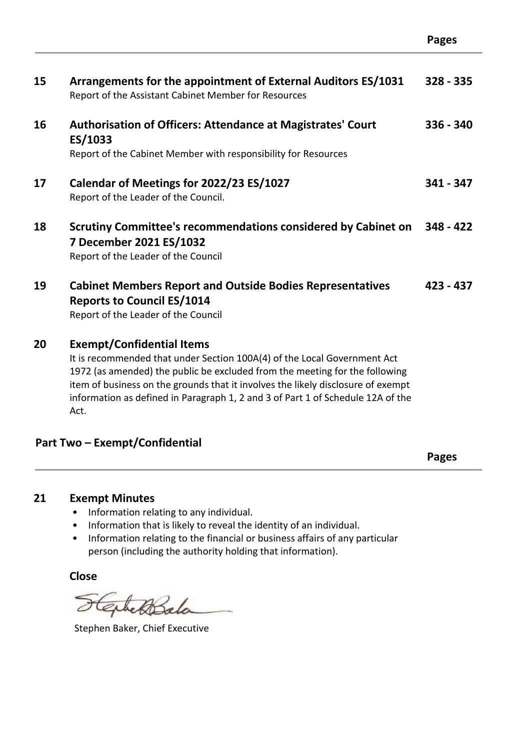| | | Pages |
|---|---|---|
| **15** | **Arrangements for the appointment of External Auditors ES/1031**<br>Report of the Assistant Cabinet Member for Resources | **328 - 335** |
| **16** | **Authorisation of Officers: Attendance at Magistrates' Court ES/1033**<br>Report of the Cabinet Member with responsibility for Resources | **336 - 340** |
| **17** | **Calendar of Meetings for 2022/23 ES/1027**<br>Report of the Leader of the Council. | **341 - 347** |
| **18** | **Scrutiny Committee's recommendations considered by Cabinet on 7 December 2021 ES/1032**<br>Report of the Leader of the Council | **348 - 422** |
| **19** | **Cabinet Members Report and Outside Bodies Representatives Reports to Council ES/1014**<br>Report of the Leader of the Council | **423 - 437** |
| **20** | **Exempt/Confidential Items**<br>It is recommended that under Section 100A(4) of the Local Government Act 1972 (as amended) the public be excluded from the meeting for the following item of business on the grounds that it involves the likely disclosure of exempt information as defined in Paragraph 1, 2 and 3 of Part 1 of Schedule 12A of the Act. | |

## Part Two – Exempt/Confidential

| | | Pages |
|---|---|---|
| **21** | **Exempt Minutes** | |

- Information relating to any individual.
- Information that is likely to reveal the identity of an individual.
- Information relating to the financial or business affairs of any particular person (including the authority holding that information).

**Close**

Stephen Baker, Chief Executive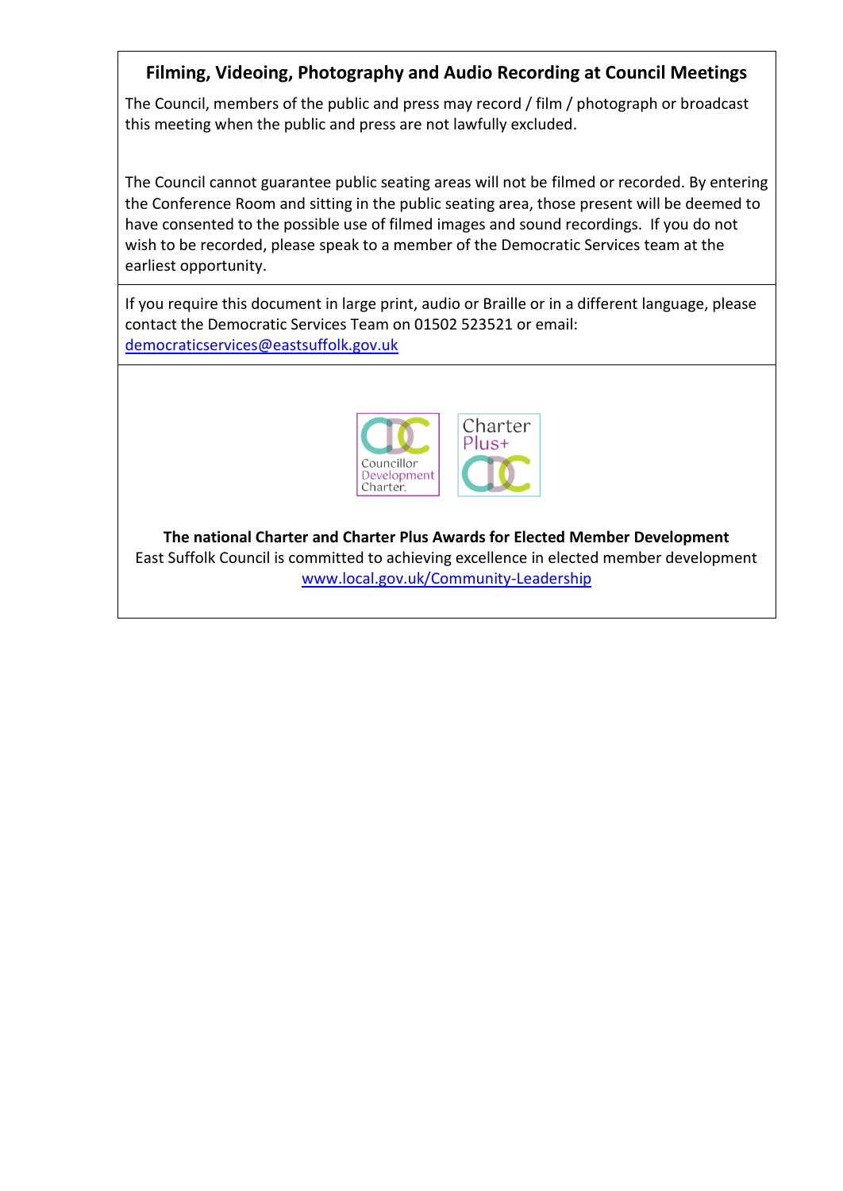**Filming, Videoing, Photography and Audio Recording at Council Meetings**

The Council, members of the public and press may record / film / photograph or broadcast this meeting when the public and press are not lawfully excluded.

The Council cannot guarantee public seating areas will not be filmed or recorded. By entering the Conference Room and sitting in the public seating area, those present will be deemed to have consented to the possible use of filmed images and sound recordings. If you do not wish to be recorded, please speak to a member of the Democratic Services team at the earliest opportunity.

If you require this document in large print, audio or Braille or in a different language, please contact the Democratic Services Team on 01502 523521 or email: democraticservices@eastsuffolk.gov.uk

Councillor Development Charter.

Charter Plus+

**The national Charter and Charter Plus Awards for Elected Member Development**

East Suffolk Council is committed to achieving excellence in elected member development

www.local.gov.uk/Community-Leadership